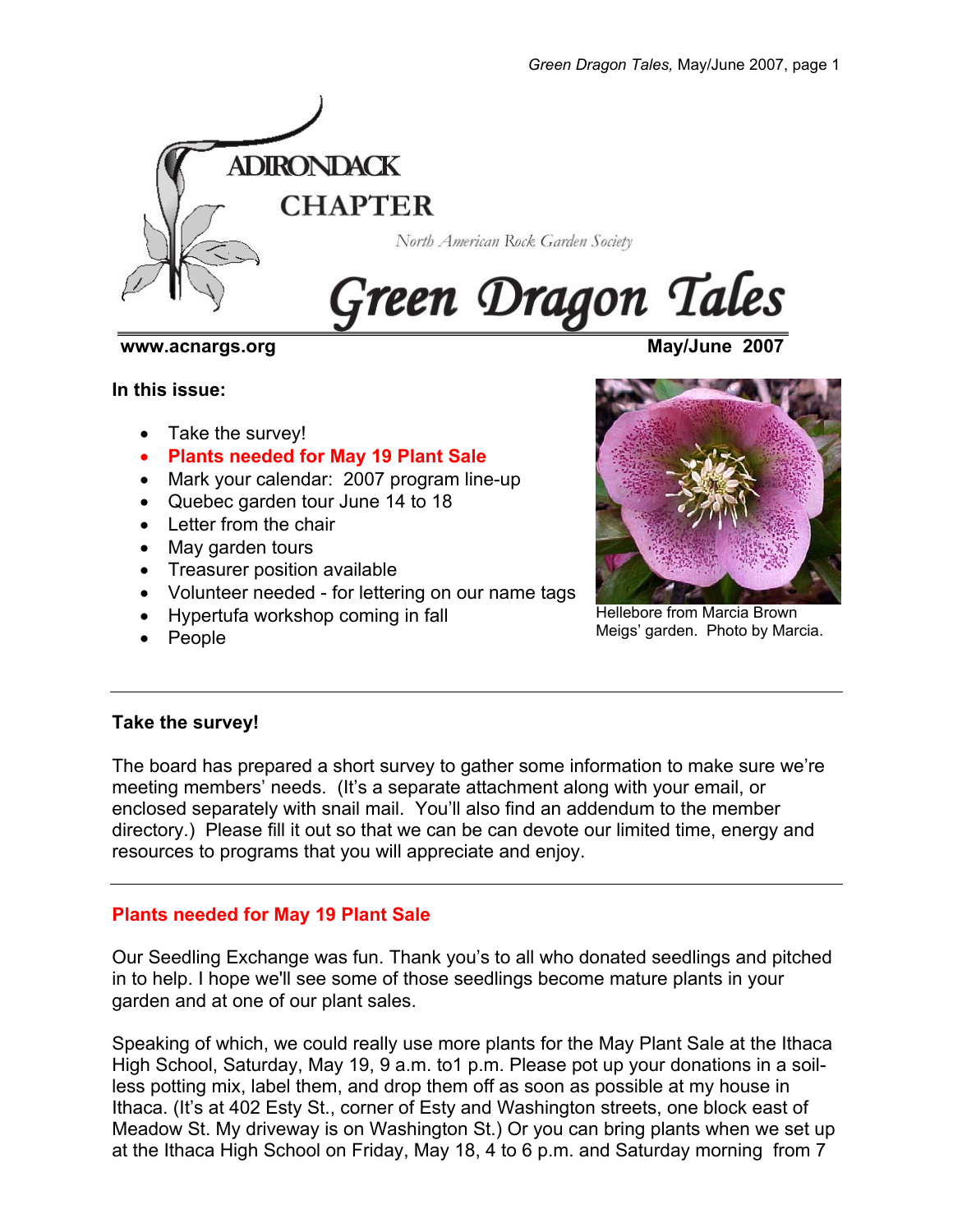# ADIRONDACK CHAPTER

North American Rock Garden Society

# Green Dragon Tales

**www.acnargs.org** **May/June 2007**

**In this issue:**

- Take the survey!
- **Plants needed for May 19 Plant Sale**
- Mark your calendar: 2007 program line-up
- Quebec garden tour June 14 to 18
- Letter from the chair
- May garden tours
- Treasurer position available
- Volunteer needed - for lettering on our name tags
- Hypertufa workshop coming in fall
- People

Hellebore from Marcia Brown Meigs' garden. Photo by Marcia.

---

## Take the survey!

The board has prepared a short survey to gather some information to make sure we're meeting members' needs. (It's a separate attachment along with your email, or enclosed separately with snail mail. You'll also find an addendum to the member directory.) Please fill it out so that we can be can devote our limited time, energy and resources to programs that you will appreciate and enjoy.

---

## Plants needed for May 19 Plant Sale

Our Seedling Exchange was fun. Thank you's to all who donated seedlings and pitched in to help. I hope we'll see some of those seedlings become mature plants in your garden and at one of our plant sales.

Speaking of which, we could really use more plants for the May Plant Sale at the Ithaca High School, Saturday, May 19, 9 a.m. to1 p.m. Please pot up your donations in a soil-less potting mix, label them, and drop them off as soon as possible at my house in Ithaca. (It's at 402 Esty St., corner of Esty and Washington streets, one block east of Meadow St. My driveway is on Washington St.) Or you can bring plants when we set up at the Ithaca High School on Friday, May 18, 4 to 6 p.m. and Saturday morning from 7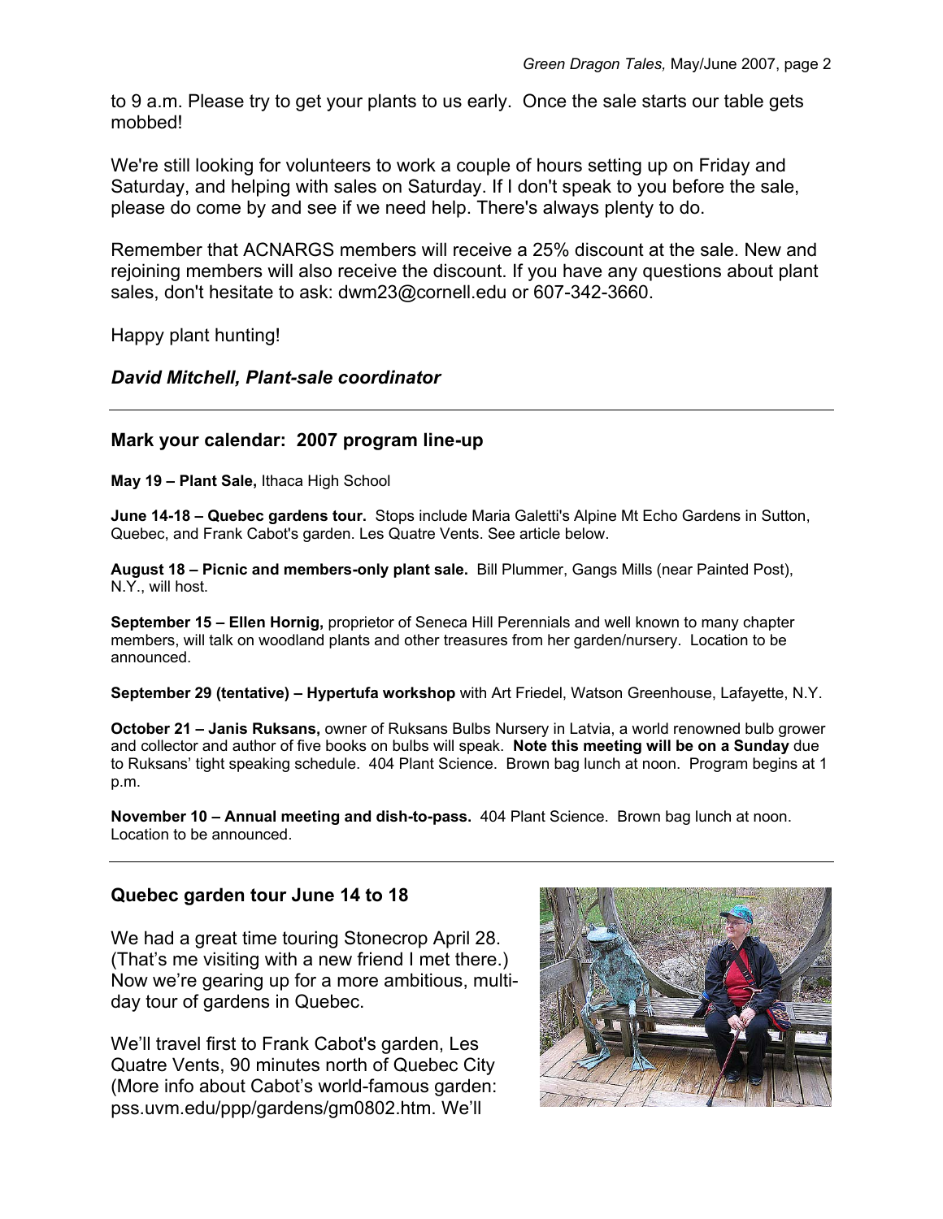to 9 a.m. Please try to get your plants to us early. Once the sale starts our table gets mobbed!

We're still looking for volunteers to work a couple of hours setting up on Friday and Saturday, and helping with sales on Saturday. If I don't speak to you before the sale, please do come by and see if we need help. There's always plenty to do.

Remember that ACNARGS members will receive a 25% discount at the sale. New and rejoining members will also receive the discount. If you have any questions about plant sales, don't hesitate to ask: dwm23@cornell.edu or 607-342-3660.

Happy plant hunting!

***David Mitchell, Plant-sale coordinator***

---

## Mark your calendar: 2007 program line-up

**May 19 – Plant Sale,** Ithaca High School

**June 14-18 – Quebec gardens tour.** Stops include Maria Galetti's Alpine Mt Echo Gardens in Sutton, Quebec, and Frank Cabot's garden. Les Quatre Vents. See article below.

**August 18 – Picnic and members-only plant sale.** Bill Plummer, Gangs Mills (near Painted Post), N.Y., will host.

**September 15 – Ellen Hornig,** proprietor of Seneca Hill Perennials and well known to many chapter members, will talk on woodland plants and other treasures from her garden/nursery. Location to be announced.

**September 29 (tentative) – Hypertufa workshop** with Art Friedel, Watson Greenhouse, Lafayette, N.Y.

**October 21 – Janis Ruksans,** owner of Ruksans Bulbs Nursery in Latvia, a world renowned bulb grower and collector and author of five books on bulbs will speak. **Note this meeting will be on a Sunday** due to Ruksans' tight speaking schedule. 404 Plant Science. Brown bag lunch at noon. Program begins at 1 p.m.

**November 10 – Annual meeting and dish-to-pass.** 404 Plant Science. Brown bag lunch at noon. Location to be announced.

---

## Quebec garden tour June 14 to 18

We had a great time touring Stonecrop April 28. (That's me visiting with a new friend I met there.) Now we're gearing up for a more ambitious, multi-day tour of gardens in Quebec.

We'll travel first to Frank Cabot's garden, Les Quatre Vents, 90 minutes north of Quebec City (More info about Cabot's world-famous garden: pss.uvm.edu/ppp/gardens/gm0802.htm. We'll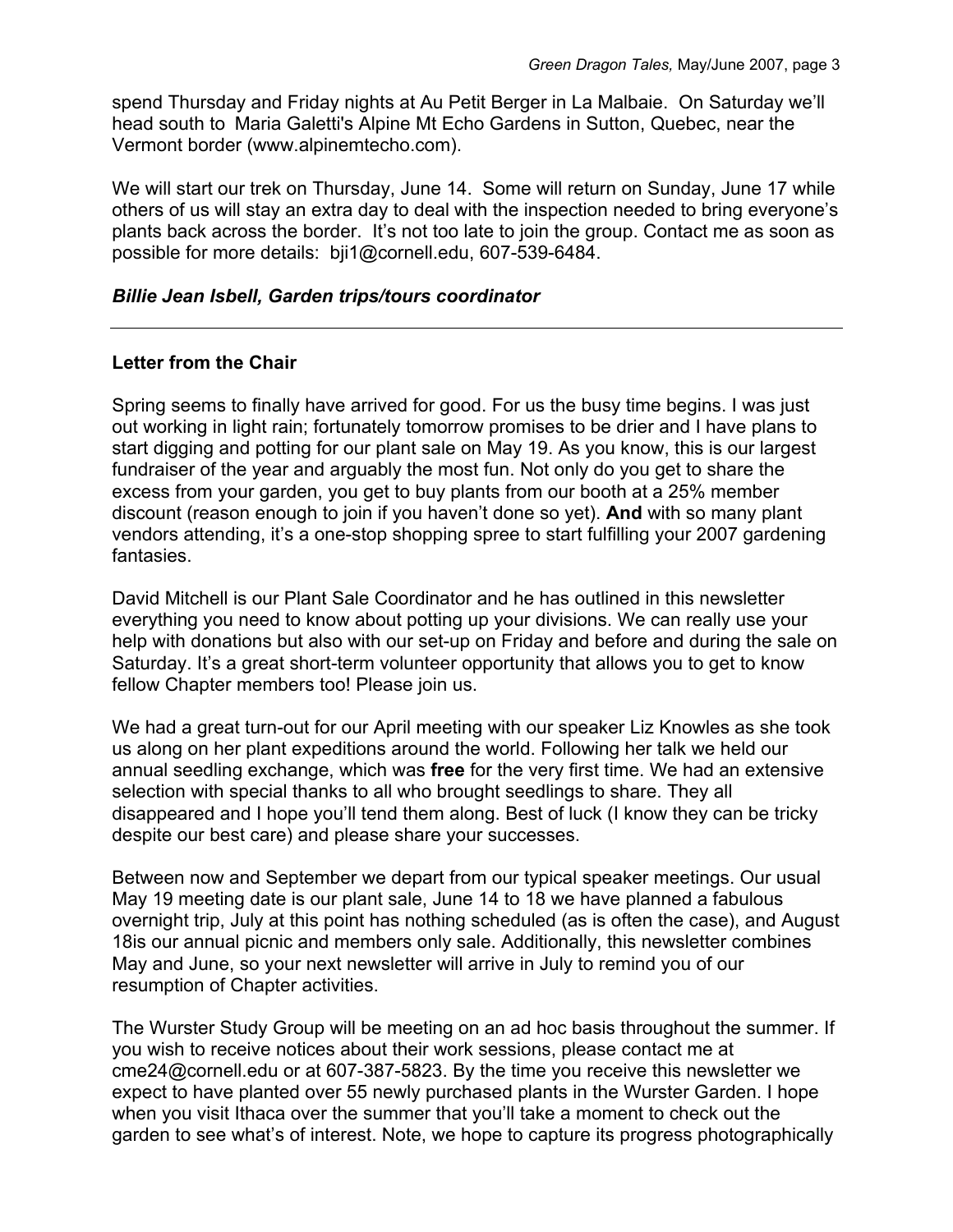spend Thursday and Friday nights at Au Petit Berger in La Malbaie. On Saturday we'll head south to Maria Galetti's Alpine Mt Echo Gardens in Sutton, Quebec, near the Vermont border (www.alpinemtecho.com).

We will start our trek on Thursday, June 14. Some will return on Sunday, June 17 while others of us will stay an extra day to deal with the inspection needed to bring everyone's plants back across the border. It's not too late to join the group. Contact me as soon as possible for more details: bji1@cornell.edu, 607-539-6484.

***Billie Jean Isbell, Garden trips/tours coordinator***

---

**Letter from the Chair**

Spring seems to finally have arrived for good. For us the busy time begins. I was just out working in light rain; fortunately tomorrow promises to be drier and I have plans to start digging and potting for our plant sale on May 19. As you know, this is our largest fundraiser of the year and arguably the most fun. Not only do you get to share the excess from your garden, you get to buy plants from our booth at a 25% member discount (reason enough to join if you haven't done so yet). **And** with so many plant vendors attending, it's a one-stop shopping spree to start fulfilling your 2007 gardening fantasies.

David Mitchell is our Plant Sale Coordinator and he has outlined in this newsletter everything you need to know about potting up your divisions. We can really use your help with donations but also with our set-up on Friday and before and during the sale on Saturday. It's a great short-term volunteer opportunity that allows you to get to know fellow Chapter members too! Please join us.

We had a great turn-out for our April meeting with our speaker Liz Knowles as she took us along on her plant expeditions around the world. Following her talk we held our annual seedling exchange, which was **free** for the very first time. We had an extensive selection with special thanks to all who brought seedlings to share. They all disappeared and I hope you'll tend them along. Best of luck (I know they can be tricky despite our best care) and please share your successes.

Between now and September we depart from our typical speaker meetings. Our usual May 19 meeting date is our plant sale, June 14 to 18 we have planned a fabulous overnight trip, July at this point has nothing scheduled (as is often the case), and August 18is our annual picnic and members only sale. Additionally, this newsletter combines May and June, so your next newsletter will arrive in July to remind you of our resumption of Chapter activities.

The Wurster Study Group will be meeting on an ad hoc basis throughout the summer. If you wish to receive notices about their work sessions, please contact me at cme24@cornell.edu or at 607-387-5823. By the time you receive this newsletter we expect to have planted over 55 newly purchased plants in the Wurster Garden. I hope when you visit Ithaca over the summer that you'll take a moment to check out the garden to see what's of interest. Note, we hope to capture its progress photographically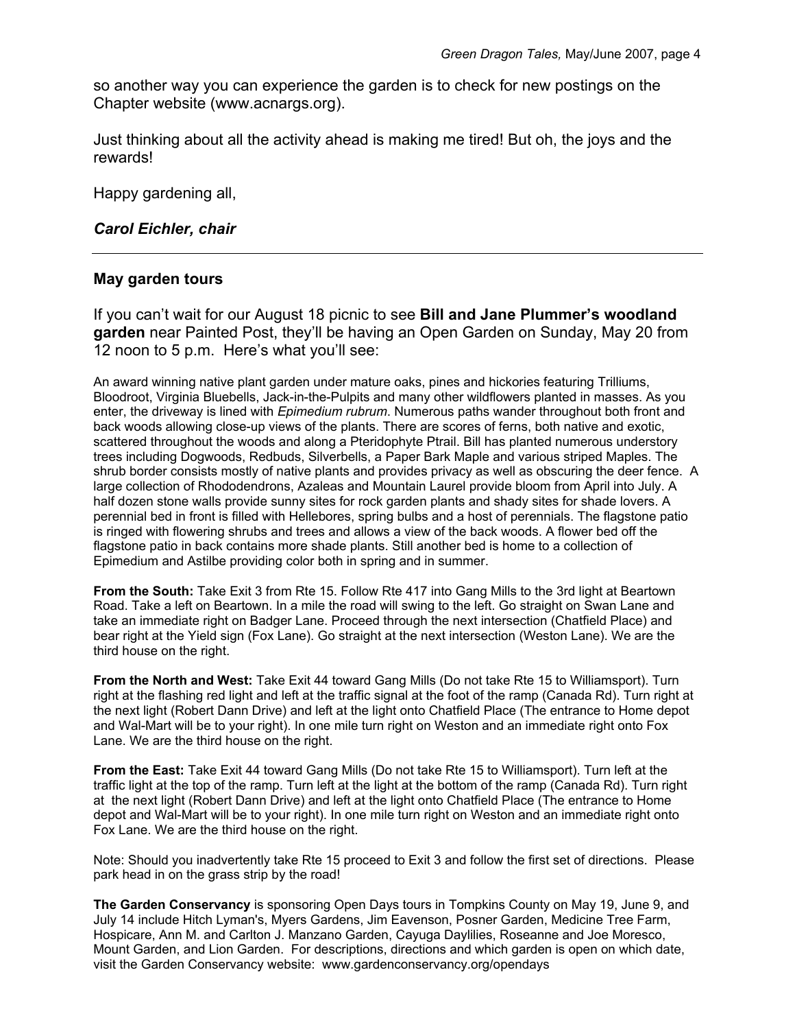so another way you can experience the garden is to check for new postings on the Chapter website (www.acnargs.org).

Just thinking about all the activity ahead is making me tired! But oh, the joys and the rewards!

Happy gardening all,

***Carol Eichler, chair***

---

## May garden tours

If you can't wait for our August 18 picnic to see **Bill and Jane Plummer's woodland garden** near Painted Post, they'll be having an Open Garden on Sunday, May 20 from 12 noon to 5 p.m. Here's what you'll see:

An award winning native plant garden under mature oaks, pines and hickories featuring Trilliums, Bloodroot, Virginia Bluebells, Jack-in-the-Pulpits and many other wildflowers planted in masses. As you enter, the driveway is lined with *Epimedium rubrum*. Numerous paths wander throughout both front and back woods allowing close-up views of the plants. There are scores of ferns, both native and exotic, scattered throughout the woods and along a Pteridophyte Ptrail. Bill has planted numerous understory trees including Dogwoods, Redbuds, Silverbells, a Paper Bark Maple and various striped Maples. The shrub border consists mostly of native plants and provides privacy as well as obscuring the deer fence. A large collection of Rhododendrons, Azaleas and Mountain Laurel provide bloom from April into July. A half dozen stone walls provide sunny sites for rock garden plants and shady sites for shade lovers. A perennial bed in front is filled with Hellebores, spring bulbs and a host of perennials. The flagstone patio is ringed with flowering shrubs and trees and allows a view of the back woods. A flower bed off the flagstone patio in back contains more shade plants. Still another bed is home to a collection of Epimedium and Astilbe providing color both in spring and in summer.

**From the South:** Take Exit 3 from Rte 15. Follow Rte 417 into Gang Mills to the 3rd light at Beartown Road. Take a left on Beartown. In a mile the road will swing to the left. Go straight on Swan Lane and take an immediate right on Badger Lane. Proceed through the next intersection (Chatfield Place) and bear right at the Yield sign (Fox Lane). Go straight at the next intersection (Weston Lane). We are the third house on the right.

**From the North and West:** Take Exit 44 toward Gang Mills (Do not take Rte 15 to Williamsport). Turn right at the flashing red light and left at the traffic signal at the foot of the ramp (Canada Rd). Turn right at the next light (Robert Dann Drive) and left at the light onto Chatfield Place (The entrance to Home depot and Wal-Mart will be to your right). In one mile turn right on Weston and an immediate right onto Fox Lane. We are the third house on the right.

**From the East:** Take Exit 44 toward Gang Mills (Do not take Rte 15 to Williamsport). Turn left at the traffic light at the top of the ramp. Turn left at the light at the bottom of the ramp (Canada Rd). Turn right at the next light (Robert Dann Drive) and left at the light onto Chatfield Place (The entrance to Home depot and Wal-Mart will be to your right). In one mile turn right on Weston and an immediate right onto Fox Lane. We are the third house on the right.

Note: Should you inadvertently take Rte 15 proceed to Exit 3 and follow the first set of directions. Please park head in on the grass strip by the road!

**The Garden Conservancy** is sponsoring Open Days tours in Tompkins County on May 19, June 9, and July 14 include Hitch Lyman's, Myers Gardens, Jim Eavenson, Posner Garden, Medicine Tree Farm, Hospicare, Ann M. and Carlton J. Manzano Garden, Cayuga Daylilies, Roseanne and Joe Moresco, Mount Garden, and Lion Garden. For descriptions, directions and which garden is open on which date, visit the Garden Conservancy website: www.gardenconservancy.org/opendays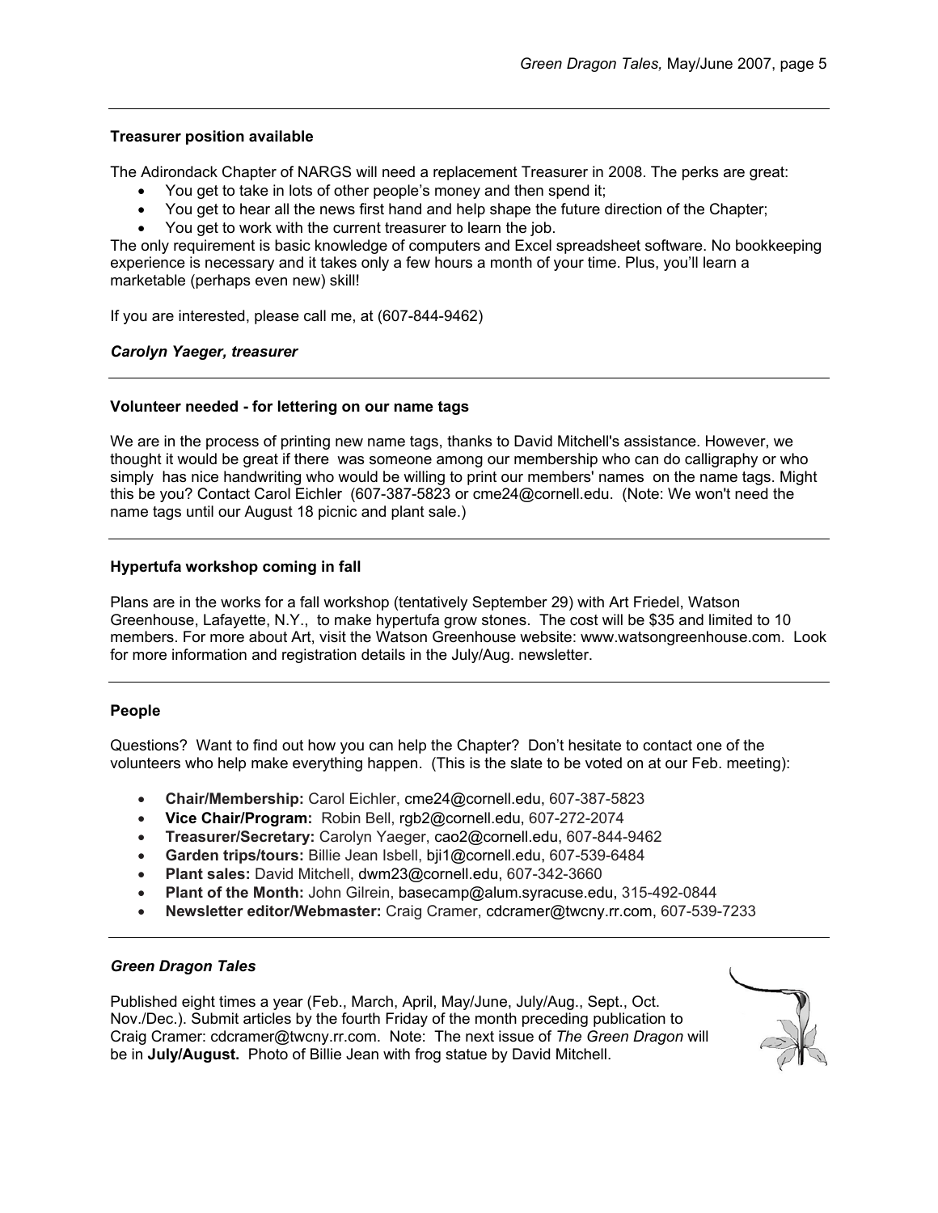### Treasurer position available

The Adirondack Chapter of NARGS will need a replacement Treasurer in 2008. The perks are great:

- You get to take in lots of other people's money and then spend it;
- You get to hear all the news first hand and help shape the future direction of the Chapter;
- You get to work with the current treasurer to learn the job.

The only requirement is basic knowledge of computers and Excel spreadsheet software. No bookkeeping experience is necessary and it takes only a few hours a month of your time. Plus, you'll learn a marketable (perhaps even new) skill!

If you are interested, please call me, at (607-844-9462)

***Carolyn Yaeger, treasurer***

---

### Volunteer needed - for lettering on our name tags

We are in the process of printing new name tags, thanks to David Mitchell's assistance. However, we thought it would be great if there was someone among our membership who can do calligraphy or who simply has nice handwriting who would be willing to print our members' names on the name tags. Might this be you? Contact Carol Eichler (607-387-5823 or cme24@cornell.edu. (Note: We won't need the name tags until our August 18 picnic and plant sale.)

---

### Hypertufa workshop coming in fall

Plans are in the works for a fall workshop (tentatively September 29) with Art Friedel, Watson Greenhouse, Lafayette, N.Y., to make hypertufa grow stones. The cost will be $35 and limited to 10 members. For more about Art, visit the Watson Greenhouse website: www.watsongreenhouse.com. Look for more information and registration details in the July/Aug. newsletter.

---

### People

Questions? Want to find out how you can help the Chapter? Don't hesitate to contact one of the volunteers who help make everything happen. (This is the slate to be voted on at our Feb. meeting):

- **Chair/Membership:** Carol Eichler, cme24@cornell.edu, 607-387-5823
- **Vice Chair/Program:** Robin Bell, rgb2@cornell.edu, 607-272-2074
- **Treasurer/Secretary:** Carolyn Yaeger, cao2@cornell.edu, 607-844-9462
- **Garden trips/tours:** Billie Jean Isbell, bji1@cornell.edu, 607-539-6484
- **Plant sales:** David Mitchell, dwm23@cornell.edu, 607-342-3660
- **Plant of the Month:** John Gilrein, basecamp@alum.syracuse.edu, 315-492-0844
- **Newsletter editor/Webmaster:** Craig Cramer, cdcramer@twcny.rr.com, 607-539-7233

---

### *Green Dragon Tales*

Published eight times a year (Feb., March, April, May/June, July/Aug., Sept., Oct. Nov./Dec.). Submit articles by the fourth Friday of the month preceding publication to Craig Cramer: cdcramer@twcny.rr.com. Note: The next issue of *The Green Dragon* will be in **July/August.** Photo of Billie Jean with frog statue by David Mitchell.